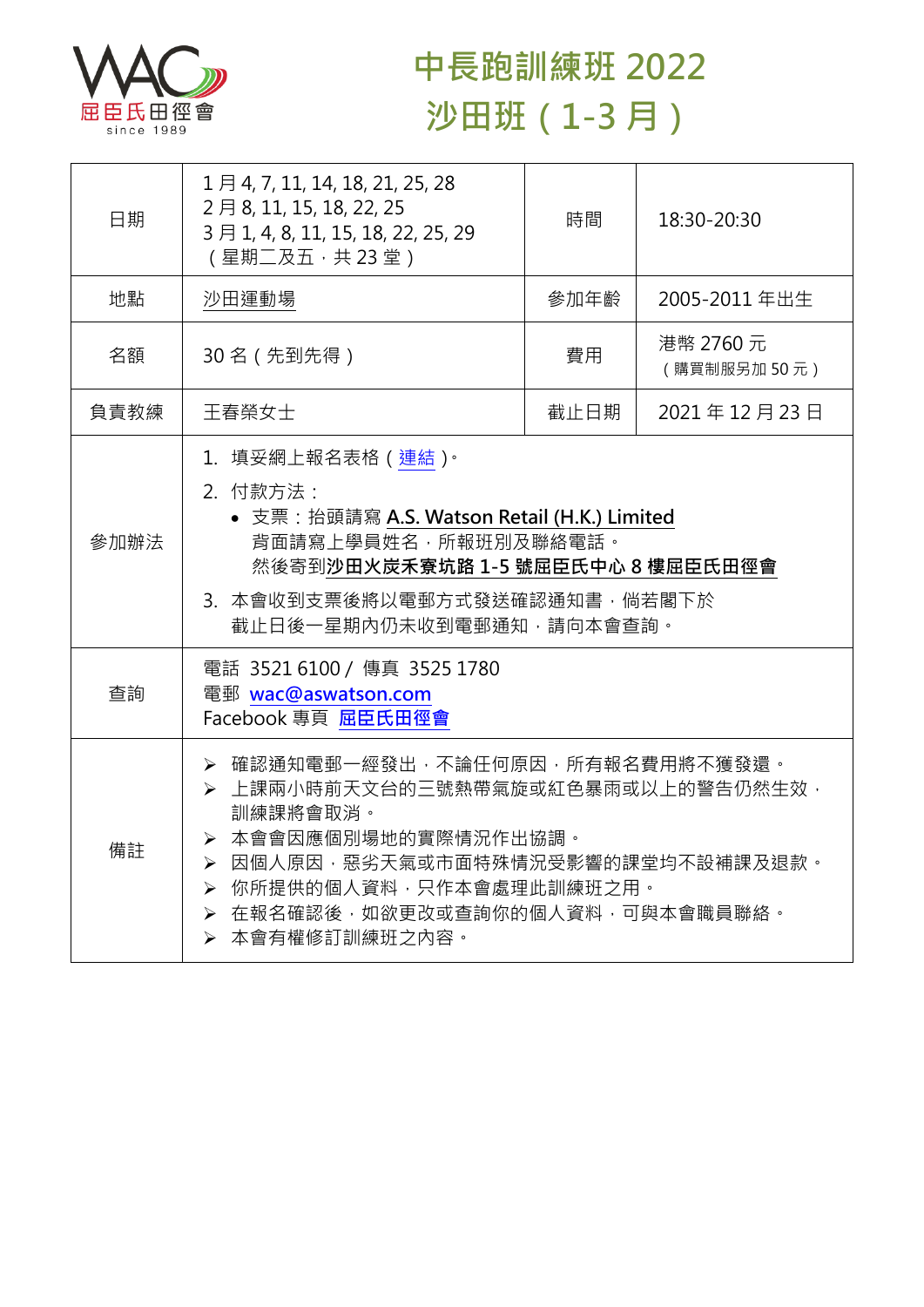# 中長跑訓練班 2022
# 沙田班（1-3 月）

| 日期 | 1 月 4, 7, 11, 14, 18, 21, 25, 28<br>2 月 8, 11, 15, 18, 22, 25<br>3 月 1, 4, 8, 11, 15, 18, 22, 25, 29<br>（星期二及五，共 23 堂） | 時間 | 18:30-20:30 |
|---|---|---|---|
| 地點 | 沙田運動場 | 參加年齡 | 2005-2011 年出生 |
| 名額 | 30 名（先到先得） | 費用 | 港幣 2760 元<br>（購買制服另加 50 元） |
| 負責教練 | 王春榮女士 | 截止日期 | 2021 年 12 月 23 日 |
| 參加辦法 | 1. 填妥網上報名表格（連結）。<br>2. 付款方法：<br>• 支票：抬頭請寫 **A.S. Watson Retail (H.K.) Limited**<br>背面請寫上學員姓名，所報班別及聯絡電話。<br>然後寄到**沙田火炭禾寮坑路 1-5 號屈臣氏中心 8 樓屈臣氏田徑會**<br>3. 本會收到支票後將以電郵方式發送確認通知書，倘若閣下於截止日後一星期內仍未收到電郵通知，請向本會查詢。 | | |
| 查詢 | 電話 3521 6100 / 傳真 3525 1780<br>電郵 wac@aswatson.com<br>Facebook 專頁 屈臣氏田徑會 | | |
| 備註 | ➢ 確認通知電郵一經發出，不論任何原因，所有報名費用將不獲發還。<br>➢ 上課兩小時前天文台的三號熱帶氣旋或紅色暴雨或以上的警告仍然生效，訓練課將會取消。<br>➢ 本會會因應個別場地的實際情況作出協調。<br>➢ 因個人原因，惡劣天氣或市面特殊情況受影響的課堂均不設補課及退款。<br>➢ 你所提供的個人資料，只作本會處理此訓練班之用。<br>➢ 在報名確認後，如欲更改或查詢你的個人資料，可與本會職員聯絡。<br>➢ 本會有權修訂訓練班之內容。 | | |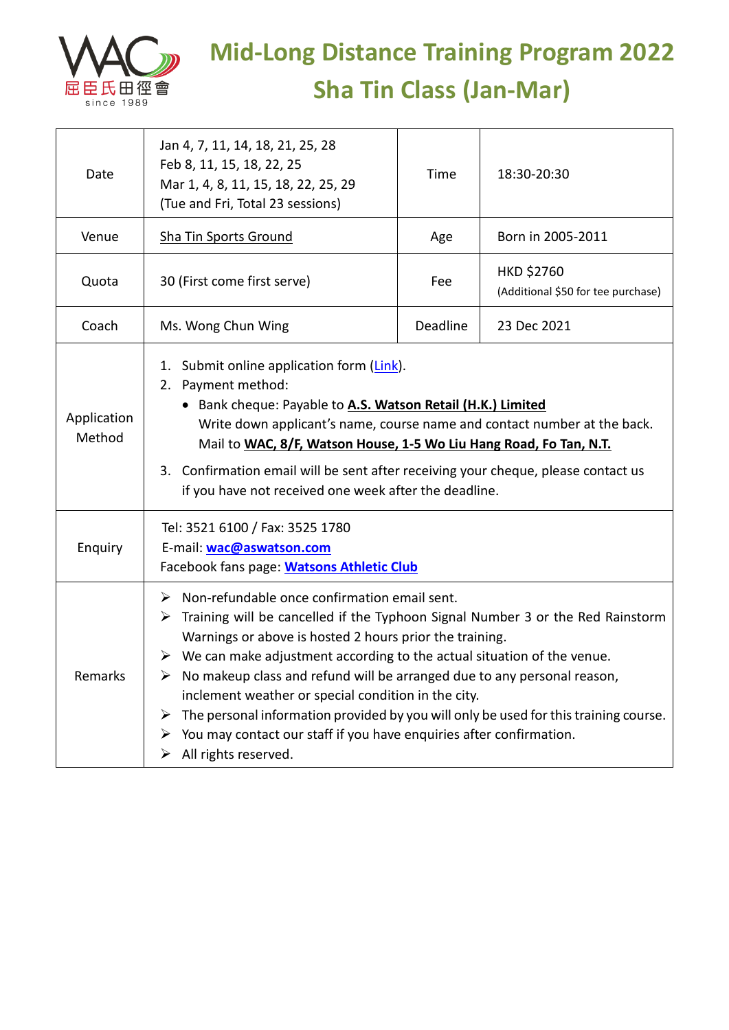# Mid-Long Distance Training Program 2022

## Sha Tin Class (Jan-Mar)

| | | | |
|---|---|---|---|
| Date | Jan 4, 7, 11, 14, 18, 21, 25, 28<br>Feb 8, 11, 15, 18, 22, 25<br>Mar 1, 4, 8, 11, 15, 18, 22, 25, 29<br>(Tue and Fri, Total 23 sessions) | Time | 18:30-20:30 |
| Venue | Sha Tin Sports Ground | Age | Born in 2005-2011 |
| Quota | 30 (First come first serve) | Fee | HKD $2760<br>(Additional $50 for tee purchase) |
| Coach | Ms. Wong Chun Wing | Deadline | 23 Dec 2021 |
| Application Method | 1. Submit online application form (Link).<br>2. Payment method:<br>• Bank cheque: Payable to **A.S. Watson Retail (H.K.) Limited**<br>Write down applicant's name, course name and contact number at the back.<br>Mail to **WAC, 8/F, Watson House, 1-5 Wo Liu Hang Road, Fo Tan, N.T.**<br>3. Confirmation email will be sent after receiving your cheque, please contact us if you have not received one week after the deadline. | | |
| Enquiry | Tel: 3521 6100 / Fax: 3525 1780<br>E-mail: **wac@aswatson.com**<br>Facebook fans page: **Watsons Athletic Club** | | |
| Remarks | ➢ Non-refundable once confirmation email sent.<br>➢ Training will be cancelled if the Typhoon Signal Number 3 or the Red Rainstorm Warnings or above is hosted 2 hours prior the training.<br>➢ We can make adjustment according to the actual situation of the venue.<br>➢ No makeup class and refund will be arranged due to any personal reason, inclement weather or special condition in the city.<br>➢ The personal information provided by you will only be used for this training course.<br>➢ You may contact our staff if you have enquiries after confirmation.<br>➢ All rights reserved. | | |